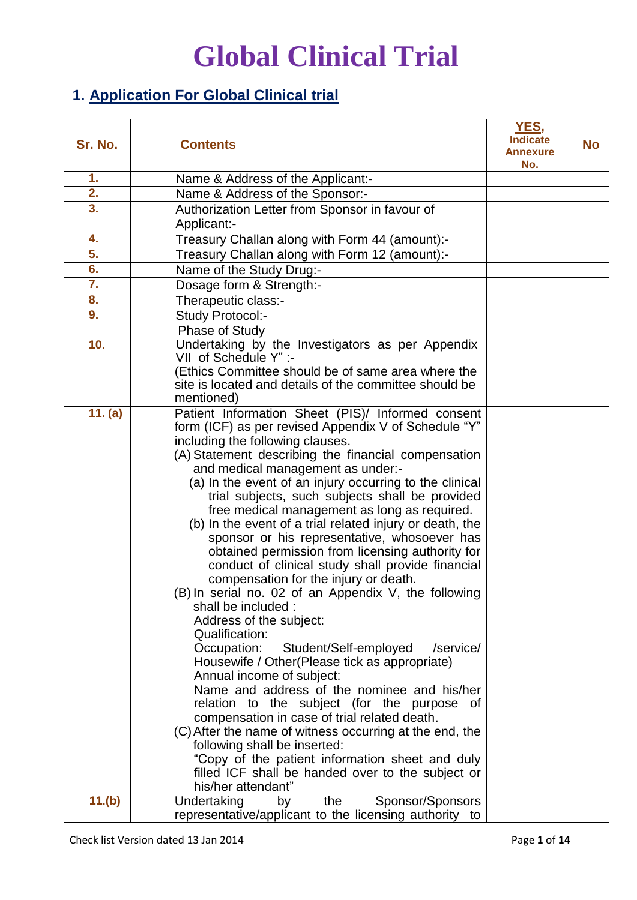# Global Clinical Trial

## 1. Application For Global Clinical trial

| Sr. No. | Contents | YES, Indicate Annexure No. | No |
|---|---|---|---|
| 1. | Name & Address of the Applicant:- | | |
| 2. | Name & Address of the Sponsor:- | | |
| 3. | Authorization Letter from Sponsor in favour of Applicant:- | | |
| 4. | Treasury Challan along with Form 44 (amount):- | | |
| 5. | Treasury Challan along with Form 12 (amount):- | | |
| 6. | Name of the Study Drug:- | | |
| 7. | Dosage form & Strength:- | | |
| 8. | Therapeutic class:- | | |
| 9. | Study Protocol:-<br>Phase of Study | | |
| 10. | Undertaking by the Investigators as per Appendix VII of Schedule Y" :-<br>(Ethics Committee should be of same area where the site is located and details of the committee should be mentioned) | | |
| 11. (a) | Patient Information Sheet (PIS)/ Informed consent form (ICF) as per revised Appendix V of Schedule "Y" including the following clauses.<br>(A) Statement describing the financial compensation and medical management as under:-<br>(a) In the event of an injury occurring to the clinical trial subjects, such subjects shall be provided free medical management as long as required.<br>(b) In the event of a trial related injury or death, the sponsor or his representative, whosoever has obtained permission from licensing authority for conduct of clinical study shall provide financial compensation for the injury or death.<br>(B) In serial no. 02 of an Appendix V, the following shall be included :<br>Address of the subject:<br>Qualification:<br>Occupation: Student/Self-employed /service/ Housewife / Other(Please tick as appropriate)<br>Annual income of subject:<br>Name and address of the nominee and his/her relation to the subject (for the purpose of compensation in case of trial related death.<br>(C) After the name of witness occurring at the end, the following shall be inserted:<br>"Copy of the patient information sheet and duly filled ICF shall be handed over to the subject or his/her attendant" | | |
| 11.(b) | Undertaking by the Sponsor/Sponsors representative/applicant to the licensing authority to | | |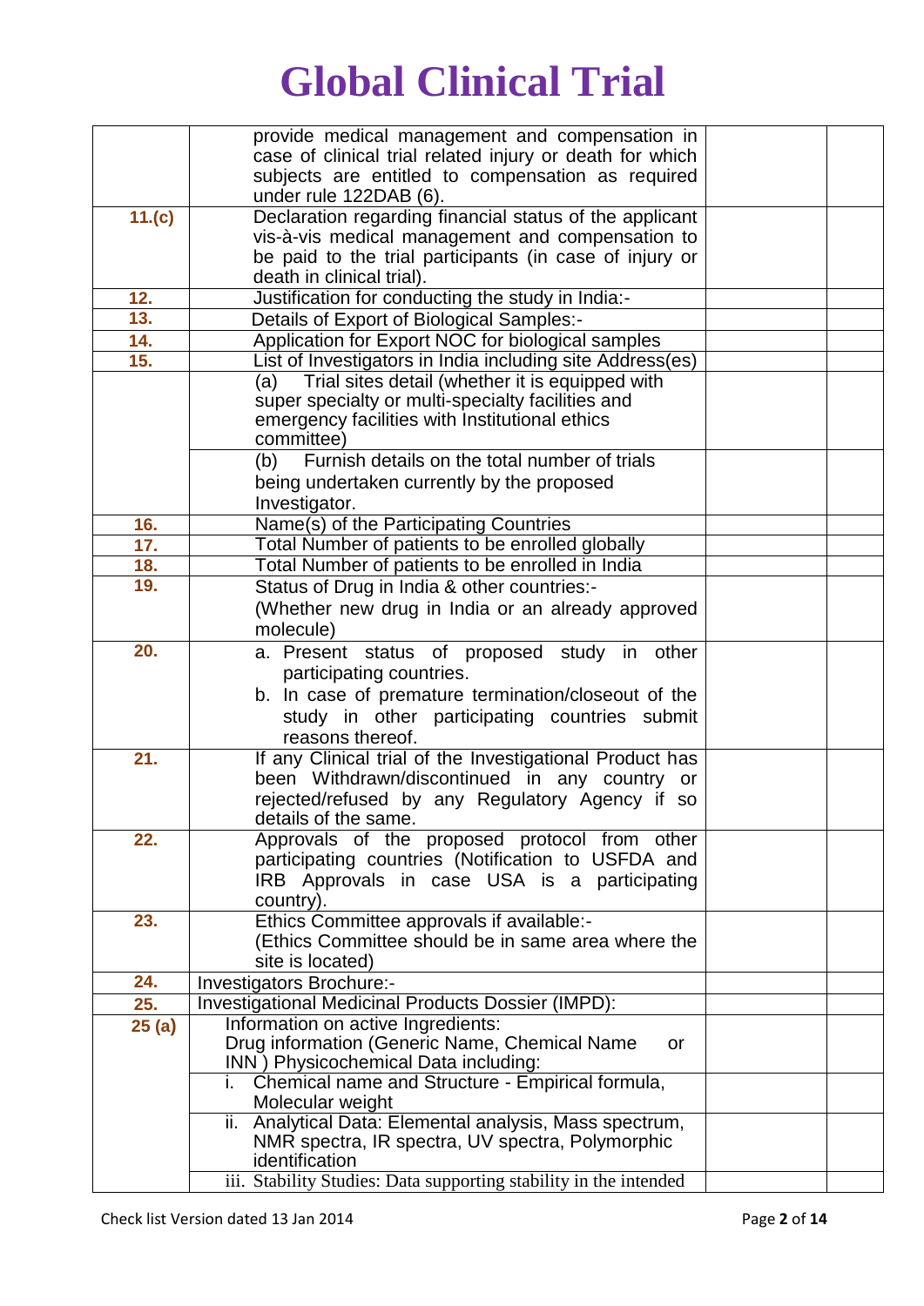# Global Clinical Trial

| | | | |
|---|---|---|---|
| | provide medical management and compensation in case of clinical trial related injury or death for which subjects are entitled to compensation as required under rule 122DAB (6). | | |
| **11.(c)** | Declaration regarding financial status of the applicant vis-à-vis medical management and compensation to be paid to the trial participants (in case of injury or death in clinical trial). | | |
| **12.** | Justification for conducting the study in India:- | | |
| **13.** | Details of Export of Biological Samples:- | | |
| **14.** | Application for Export NOC for biological samples | | |
| **15.** | List of Investigators in India including site Address(es) | | |
| | (a) Trial sites detail (whether it is equipped with super specialty or multi-specialty facilities and emergency facilities with Institutional ethics committee) | | |
| | (b) Furnish details on the total number of trials being undertaken currently by the proposed Investigator. | | |
| **16.** | Name(s) of the Participating Countries | | |
| **17.** | Total Number of patients to be enrolled globally | | |
| **18.** | Total Number of patients to be enrolled in India | | |
| **19.** | Status of Drug in India & other countries:- (Whether new drug in India or an already approved molecule) | | |
| **20.** | a. Present status of proposed study in other participating countries. b. In case of premature termination/closeout of the study in other participating countries submit reasons thereof. | | |
| **21.** | If any Clinical trial of the Investigational Product has been Withdrawn/discontinued in any country or rejected/refused by any Regulatory Agency if so details of the same. | | |
| **22.** | Approvals of the proposed protocol from other participating countries (Notification to USFDA and IRB Approvals in case USA is a participating country). | | |
| **23.** | Ethics Committee approvals if available:- (Ethics Committee should be in same area where the site is located) | | |
| **24.** | Investigators Brochure:- | | |
| **25.** | Investigational Medicinal Products Dossier (IMPD): | | |
| **25 (a)** | Information on active Ingredients: Drug information (Generic Name, Chemical Name or INN ) Physicochemical Data including: | | |
| | i. Chemical name and Structure - Empirical formula, Molecular weight | | |
| | ii. Analytical Data: Elemental analysis, Mass spectrum, NMR spectra, IR spectra, UV spectra, Polymorphic identification | | |
| | iii. Stability Studies: Data supporting stability in the intended | | |

Check list Version dated 13 Jan 2014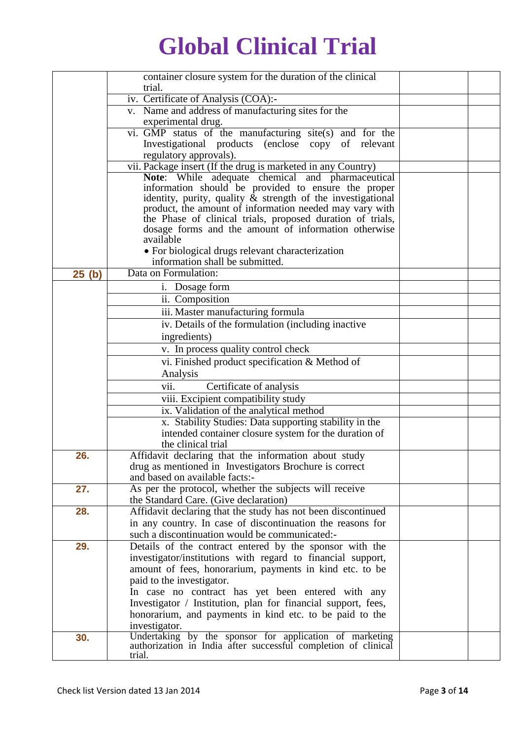# Global Clinical Trial

| | | | |
|---|---|---|---|
| | container closure system for the duration of the clinical trial. | | |
| | iv. Certificate of Analysis (COA):- | | |
| | v. Name and address of manufacturing sites for the experimental drug. | | |
| | vi. GMP status of the manufacturing site(s) and for the Investigational products (enclose copy of relevant regulatory approvals). | | |
| | vii. Package insert (If the drug is marketed in any Country) | | |
| | **Note**: While adequate chemical and pharmaceutical information should be provided to ensure the proper identity, purity, quality & strength of the investigational product, the amount of information needed may vary with the Phase of clinical trials, proposed duration of trials, dosage forms and the amount of information otherwise available<br>• For biological drugs relevant characterization information shall be submitted. | | |
| **25 (b)** | Data on Formulation: | | |
| | i. Dosage form | | |
| | ii. Composition | | |
| | iii. Master manufacturing formula | | |
| | iv. Details of the formulation (including inactive ingredients) | | |
| | v. In process quality control check | | |
| | vi. Finished product specification & Method of Analysis | | |
| | vii. Certificate of analysis | | |
| | viii. Excipient compatibility study | | |
| | ix. Validation of the analytical method | | |
| | x. Stability Studies: Data supporting stability in the intended container closure system for the duration of the clinical trial | | |
| **26.** | Affidavit declaring that the information about study drug as mentioned in Investigators Brochure is correct and based on available facts:- | | |
| **27.** | As per the protocol, whether the subjects will receive the Standard Care. (Give declaration) | | |
| **28.** | Affidavit declaring that the study has not been discontinued in any country. In case of discontinuation the reasons for such a discontinuation would be communicated:- | | |
| **29.** | Details of the contract entered by the sponsor with the investigator/institutions with regard to financial support, amount of fees, honorarium, payments in kind etc. to be paid to the investigator.<br>In case no contract has yet been entered with any Investigator / Institution, plan for financial support, fees, honorarium, and payments in kind etc. to be paid to the investigator. | | |
| **30.** | Undertaking by the sponsor for application of marketing authorization in India after successful completion of clinical trial. | | |

Check list Version dated 13 Jan 2014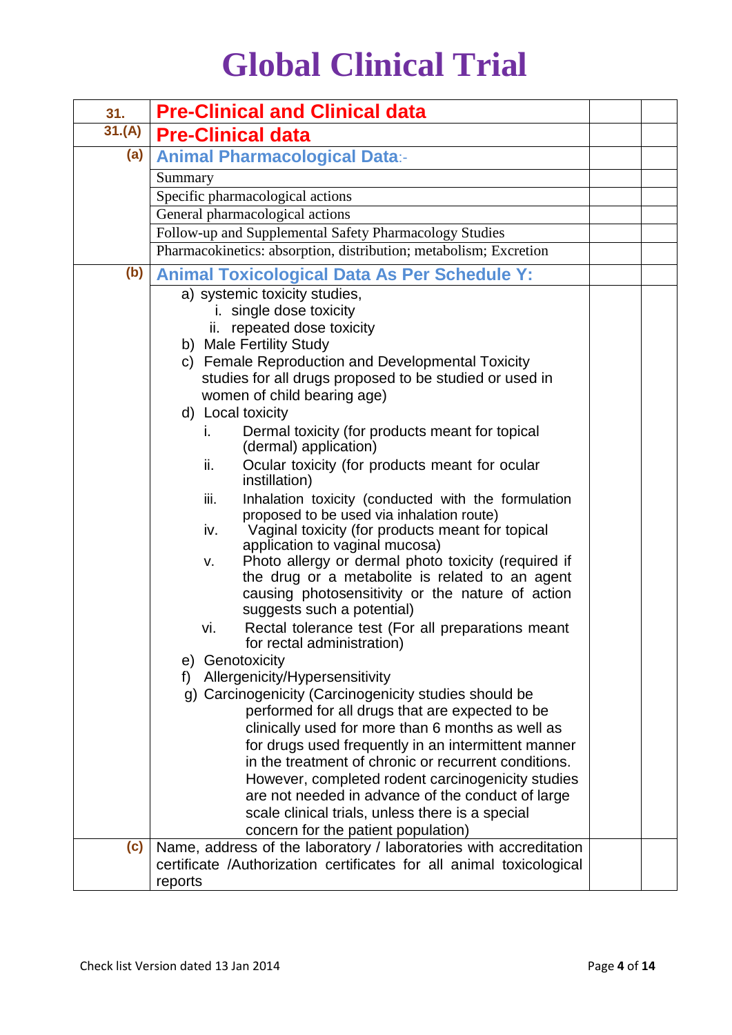# Global Clinical Trial

| | | | |
|---|---|---|---|
| **31.** | **Pre-Clinical and Clinical data** | | |
| **31.(A)** | **Pre-Clinical data** | | |
| **(a)** | **Animal Pharmacological Data**:- | | |
| | Summary | | |
| | Specific pharmacological actions | | |
| | General pharmacological actions | | |
| | Follow-up and Supplemental Safety Pharmacology Studies | | |
| | Pharmacokinetics: absorption, distribution; metabolism; Excretion | | |
| **(b)** | **Animal Toxicological Data As Per Schedule Y:** | | |
| | a) systemic toxicity studies,<br>i. single dose toxicity<br>ii. repeated dose toxicity<br>b) Male Fertility Study<br>c) Female Reproduction and Developmental Toxicity studies for all drugs proposed to be studied or used in women of child bearing age)<br>d) Local toxicity<br>i. Dermal toxicity (for products meant for topical (dermal) application)<br>ii. Ocular toxicity (for products meant for ocular instillation)<br>iii. Inhalation toxicity (conducted with the formulation proposed to be used via inhalation route)<br>iv. Vaginal toxicity (for products meant for topical application to vaginal mucosa)<br>v. Photo allergy or dermal photo toxicity (required if the drug or a metabolite is related to an agent causing photosensitivity or the nature of action suggests such a potential)<br>vi. Rectal tolerance test (For all preparations meant for rectal administration)<br>e) Genotoxicity<br>f) Allergenicity/Hypersensitivity<br>g) Carcinogenicity (Carcinogenicity studies should be performed for all drugs that are expected to be clinically used for more than 6 months as well as for drugs used frequently in an intermittent manner in the treatment of chronic or recurrent conditions. However, completed rodent carcinogenicity studies are not needed in advance of the conduct of large scale clinical trials, unless there is a special concern for the patient population) | | |
| **(c)** | Name, address of the laboratory / laboratories with accreditation certificate /Authorization certificates for all animal toxicological reports | | |

Check list Version dated 13 Jan 2014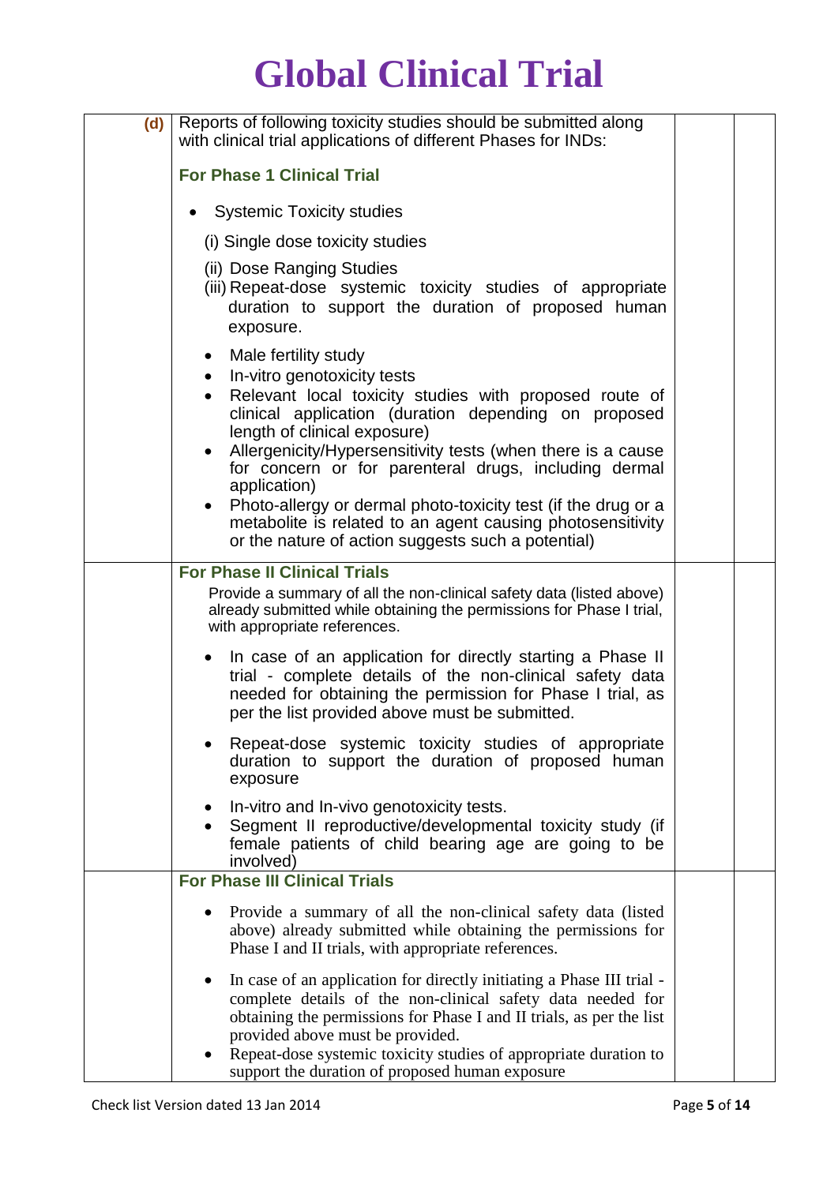# Global Clinical Trial

| | | | |
|---|---|---|---|
| (d) | Reports of following toxicity studies should be submitted along with clinical trial applications of different Phases for INDs:<br><br>**For Phase 1 Clinical Trial**<br><br>• Systemic Toxicity studies<br>(i) Single dose toxicity studies<br>(ii) Dose Ranging Studies<br>(iii) Repeat-dose systemic toxicity studies of appropriate duration to support the duration of proposed human exposure.<br><br>• Male fertility study<br>• In-vitro genotoxicity tests<br>• Relevant local toxicity studies with proposed route of clinical application (duration depending on proposed length of clinical exposure)<br>• Allergenicity/Hypersensitivity tests (when there is a cause for concern or for parenteral drugs, including dermal application)<br>• Photo-allergy or dermal photo-toxicity test (if the drug or a metabolite is related to an agent causing photosensitivity or the nature of action suggests such a potential) | | |
| | **For Phase II Clinical Trials**<br>Provide a summary of all the non-clinical safety data (listed above) already submitted while obtaining the permissions for Phase I trial, with appropriate references.<br><br>• In case of an application for directly starting a Phase II trial - complete details of the non-clinical safety data needed for obtaining the permission for Phase I trial, as per the list provided above must be submitted.<br>• Repeat-dose systemic toxicity studies of appropriate duration to support the duration of proposed human exposure<br>• In-vitro and In-vivo genotoxicity tests.<br>• Segment II reproductive/developmental toxicity study (if female patients of child bearing age are going to be involved) | | |
| | **For Phase III Clinical Trials**<br><br>• Provide a summary of all the non-clinical safety data (listed above) already submitted while obtaining the permissions for Phase I and II trials, with appropriate references.<br>• In case of an application for directly initiating a Phase III trial - complete details of the non-clinical safety data needed for obtaining the permissions for Phase I and II trials, as per the list provided above must be provided.<br>• Repeat-dose systemic toxicity studies of appropriate duration to support the duration of proposed human exposure | | |

Check list Version dated 13 Jan 2014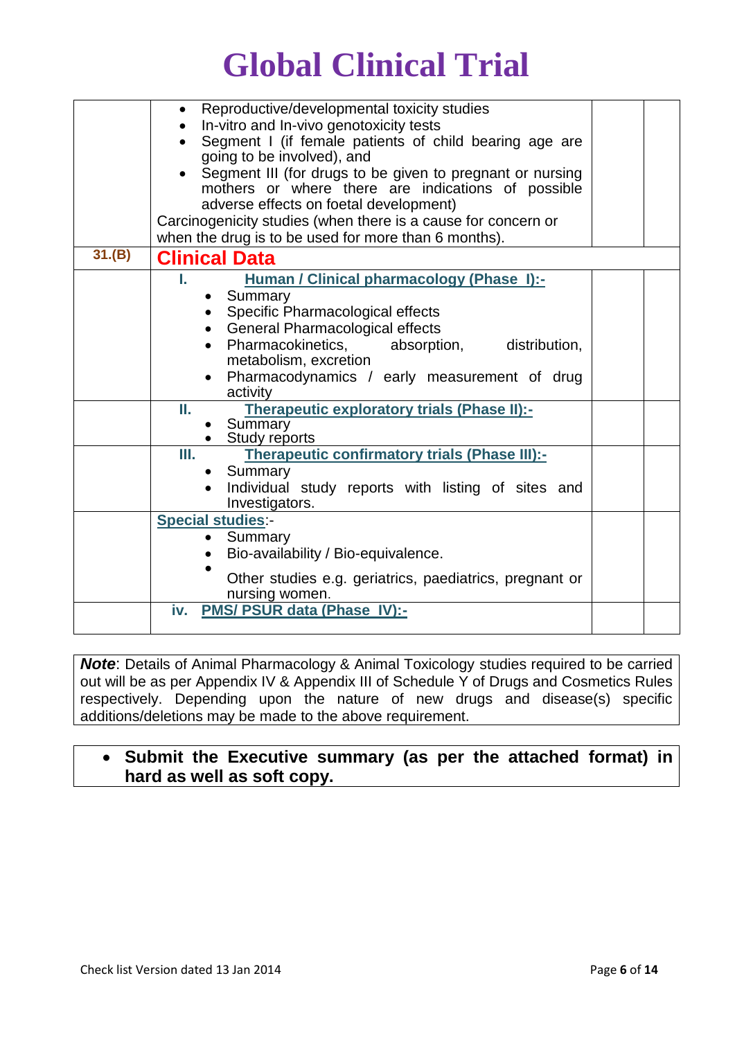# Global Clinical Trial

| | | | |
|---|---|---|---|
| | • Reproductive/developmental toxicity studies<br>• In-vitro and In-vivo genotoxicity tests<br>• Segment I (if female patients of child bearing age are going to be involved), and<br>• Segment III (for drugs to be given to pregnant or nursing mothers or where there are indications of possible adverse effects on foetal development)<br>Carcinogenicity studies (when there is a cause for concern or when the drug is to be used for more than 6 months). | | |
| **31.(B)** | **Clinical Data** | | |
| | **I. Human / Clinical pharmacology (Phase I):-**<br>• Summary<br>• Specific Pharmacological effects<br>• General Pharmacological effects<br>• Pharmacokinetics, absorption, distribution, metabolism, excretion<br>• Pharmacodynamics / early measurement of drug activity | | |
| | **II. Therapeutic exploratory trials (Phase II):-**<br>• Summary<br>• Study reports | | |
| | **III. Therapeutic confirmatory trials (Phase III):-**<br>• Summary<br>• Individual study reports with listing of sites and Investigators. | | |
| | **Special studies**:-<br>• Summary<br>• Bio-availability / Bio-equivalence.<br>• Other studies e.g. geriatrics, paediatrics, pregnant or nursing women. | | |
| | **iv. PMS/ PSUR data (Phase IV):-** | | |

***Note***: Details of Animal Pharmacology & Animal Toxicology studies required to be carried out will be as per Appendix IV & Appendix III of Schedule Y of Drugs and Cosmetics Rules respectively. Depending upon the nature of new drugs and disease(s) specific additions/deletions may be made to the above requirement.

- **Submit the Executive summary (as per the attached format) in hard as well as soft copy.**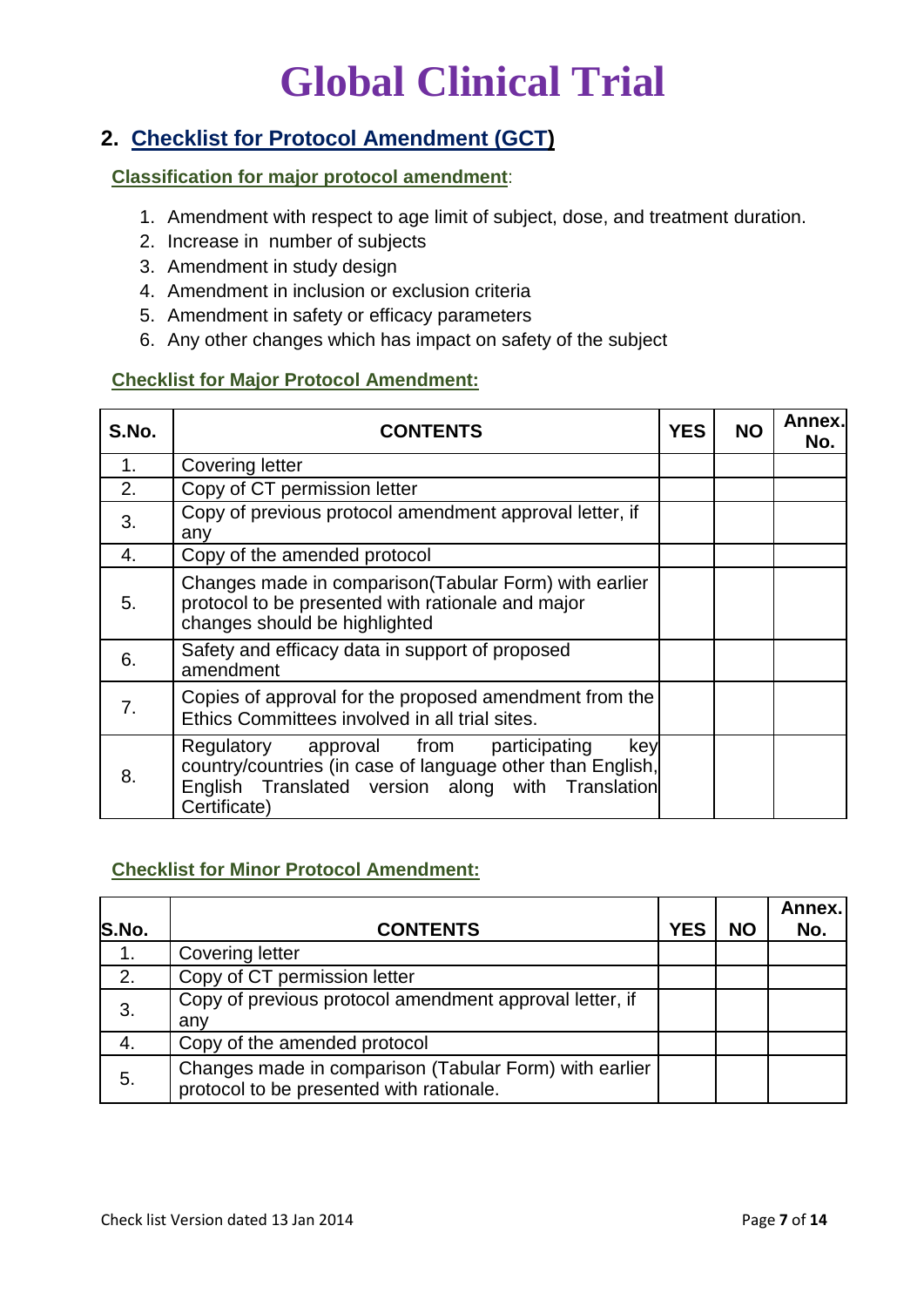# Global Clinical Trial

## 2. Checklist for Protocol Amendment (GCT)

### Classification for major protocol amendment:

1. Amendment with respect to age limit of subject, dose, and treatment duration.
2. Increase in number of subjects
3. Amendment in study design
4. Amendment in inclusion or exclusion criteria
5. Amendment in safety or efficacy parameters
6. Any other changes which has impact on safety of the subject

### Checklist for Major Protocol Amendment:

| S.No. | CONTENTS | YES | NO | Annex. No. |
|---|---|---|---|---|
| 1. | Covering letter | | | |
| 2. | Copy of CT permission letter | | | |
| 3. | Copy of previous protocol amendment approval letter, if any | | | |
| 4. | Copy of the amended protocol | | | |
| 5. | Changes made in comparison(Tabular Form) with earlier protocol to be presented with rationale and major changes should be highlighted | | | |
| 6. | Safety and efficacy data in support of proposed amendment | | | |
| 7. | Copies of approval for the proposed amendment from the Ethics Committees involved in all trial sites. | | | |
| 8. | Regulatory approval from participating key country/countries (in case of language other than English, English Translated version along with Translation Certificate) | | | |

### Checklist for Minor Protocol Amendment:

| S.No. | CONTENTS | YES | NO | Annex. No. |
|---|---|---|---|---|
| 1. | Covering letter | | | |
| 2. | Copy of CT permission letter | | | |
| 3. | Copy of previous protocol amendment approval letter, if any | | | |
| 4. | Copy of the amended protocol | | | |
| 5. | Changes made in comparison (Tabular Form) with earlier protocol to be presented with rationale. | | | |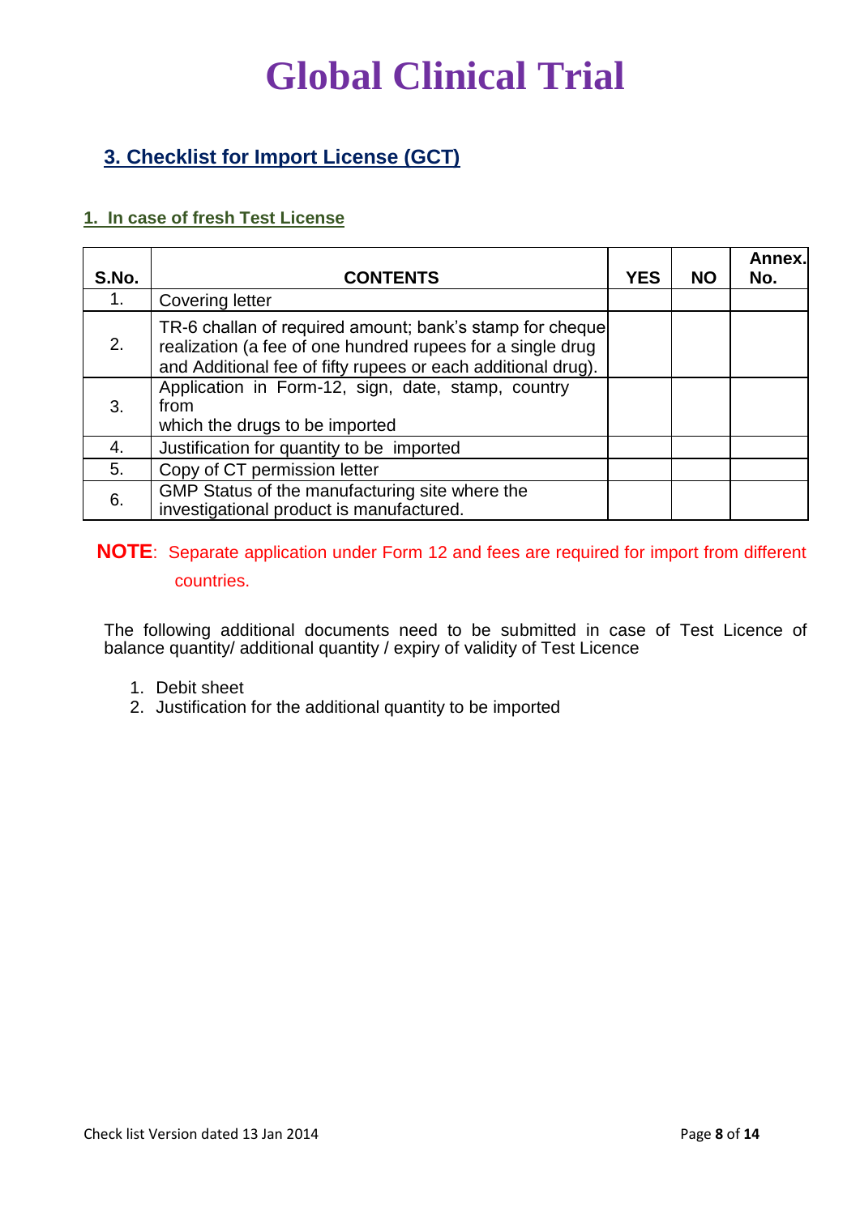# Global Clinical Trial

## 3. Checklist for Import License (GCT)

### 1. In case of fresh Test License

| S.No. | CONTENTS | YES | NO | Annex. No. |
|---|---|---|---|---|
| 1. | Covering letter | | | |
| 2. | TR-6 challan of required amount; bank's stamp for cheque realization (a fee of one hundred rupees for a single drug and Additional fee of fifty rupees or each additional drug). | | | |
| 3. | Application in Form-12, sign, date, stamp, country from which the drugs to be imported | | | |
| 4. | Justification for quantity to be imported | | | |
| 5. | Copy of CT permission letter | | | |
| 6. | GMP Status of the manufacturing site where the investigational product is manufactured. | | | |

**NOTE**: Separate application under Form 12 and fees are required for import from different countries.

The following additional documents need to be submitted in case of Test Licence of balance quantity/ additional quantity / expiry of validity of Test Licence

1. Debit sheet
2. Justification for the additional quantity to be imported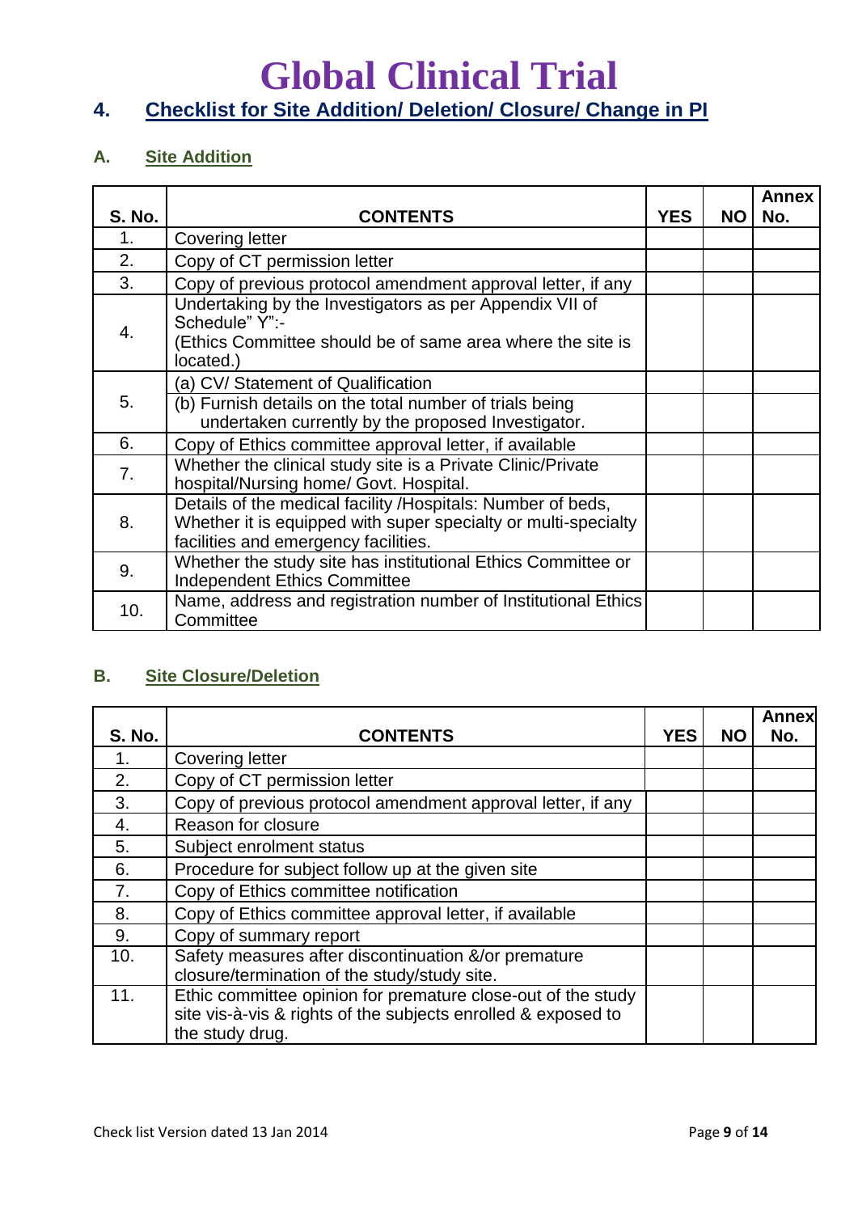# Global Clinical Trial

## 4. Checklist for Site Addition/ Deletion/ Closure/ Change in PI

### A. Site Addition

| S. No. | CONTENTS | YES | NO | Annex No. |
|---|---|---|---|---|
| 1. | Covering letter | | | |
| 2. | Copy of CT permission letter | | | |
| 3. | Copy of previous protocol amendment approval letter, if any | | | |
| 4. | Undertaking by the Investigators as per Appendix VII of Schedule" Y":- (Ethics Committee should be of same area where the site is located.) | | | |
| 5. | (a) CV/ Statement of Qualification | | | |
| | (b) Furnish details on the total number of trials being undertaken currently by the proposed Investigator. | | | |
| 6. | Copy of Ethics committee approval letter, if available | | | |
| 7. | Whether the clinical study site is a Private Clinic/Private hospital/Nursing home/ Govt. Hospital. | | | |
| 8. | Details of the medical facility /Hospitals: Number of beds, Whether it is equipped with super specialty or multi-specialty facilities and emergency facilities. | | | |
| 9. | Whether the study site has institutional Ethics Committee or Independent Ethics Committee | | | |
| 10. | Name, address and registration number of Institutional Ethics Committee | | | |

### B. Site Closure/Deletion

| S. No. | CONTENTS | YES | NO | Annex No. |
|---|---|---|---|---|
| 1. | Covering letter | | | |
| 2. | Copy of CT permission letter | | | |
| 3. | Copy of previous protocol amendment approval letter, if any | | | |
| 4. | Reason for closure | | | |
| 5. | Subject enrolment status | | | |
| 6. | Procedure for subject follow up at the given site | | | |
| 7. | Copy of Ethics committee notification | | | |
| 8. | Copy of Ethics committee approval letter, if available | | | |
| 9. | Copy of summary report | | | |
| 10. | Safety measures after discontinuation &/or premature closure/termination of the study/study site. | | | |
| 11. | Ethic committee opinion for premature close-out of the study site vis-à-vis & rights of the subjects enrolled & exposed to the study drug. | | | |

Check list Version dated 13 Jan 2014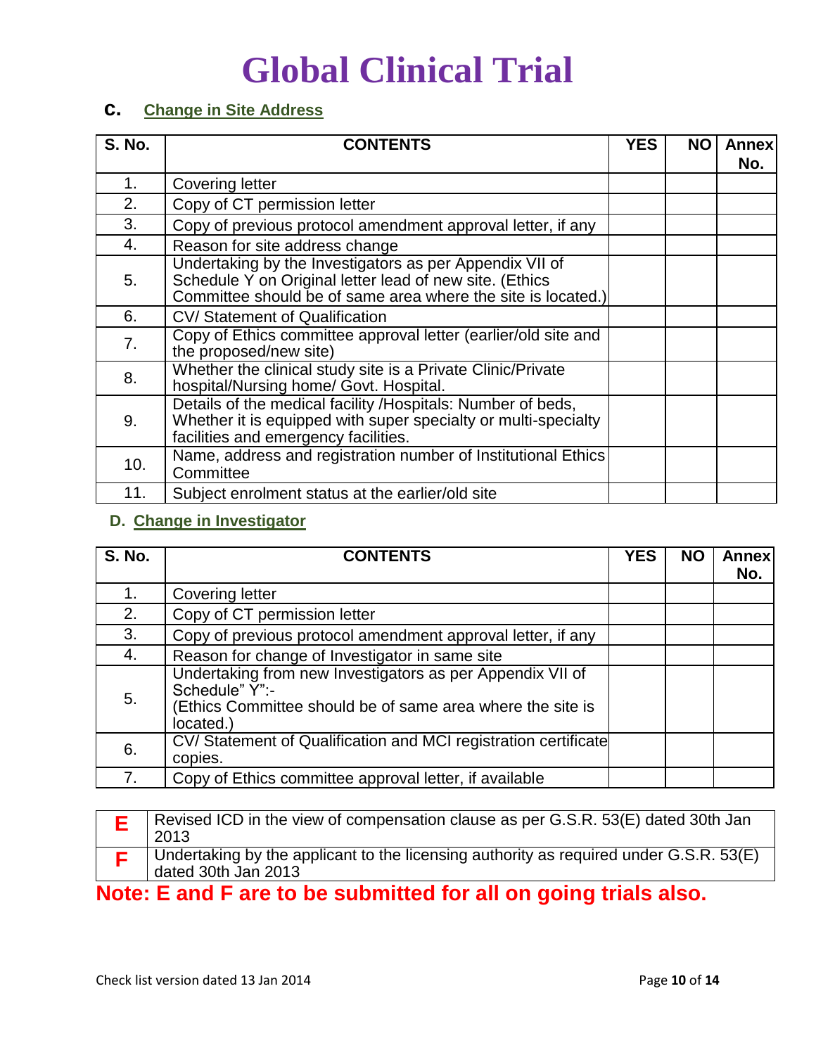# Global Clinical Trial

## C. Change in Site Address

| S. No. | CONTENTS | YES | NO | Annex No. |
|---|---|---|---|---|
| 1. | Covering letter | | | |
| 2. | Copy of CT permission letter | | | |
| 3. | Copy of previous protocol amendment approval letter, if any | | | |
| 4. | Reason for site address change | | | |
| 5. | Undertaking by the Investigators as per Appendix VII of Schedule Y on Original letter lead of new site. (Ethics Committee should be of same area where the site is located.) | | | |
| 6. | CV/ Statement of Qualification | | | |
| 7. | Copy of Ethics committee approval letter (earlier/old site and the proposed/new site) | | | |
| 8. | Whether the clinical study site is a Private Clinic/Private hospital/Nursing home/ Govt. Hospital. | | | |
| 9. | Details of the medical facility /Hospitals: Number of beds, Whether it is equipped with super specialty or multi-specialty facilities and emergency facilities. | | | |
| 10. | Name, address and registration number of Institutional Ethics Committee | | | |
| 11. | Subject enrolment status at the earlier/old site | | | |

## D. Change in Investigator

| S. No. | CONTENTS | YES | NO | Annex No. |
|---|---|---|---|---|
| 1. | Covering letter | | | |
| 2. | Copy of CT permission letter | | | |
| 3. | Copy of previous protocol amendment approval letter, if any | | | |
| 4. | Reason for change of Investigator in same site | | | |
| 5. | Undertaking from new Investigators as per Appendix VII of Schedule" Y":- (Ethics Committee should be of same area where the site is located.) | | | |
| 6. | CV/ Statement of Qualification and MCI registration certificate copies. | | | |
| 7. | Copy of Ethics committee approval letter, if available | | | |

| | |
|---|---|
| **E** | Revised ICD in the view of compensation clause as per G.S.R. 53(E) dated 30th Jan 2013 |
| **F** | Undertaking by the applicant to the licensing authority as required under G.S.R. 53(E) dated 30th Jan 2013 |

**Note: E and F are to be submitted for all on going trials also.**

Check list version dated 13 Jan 2014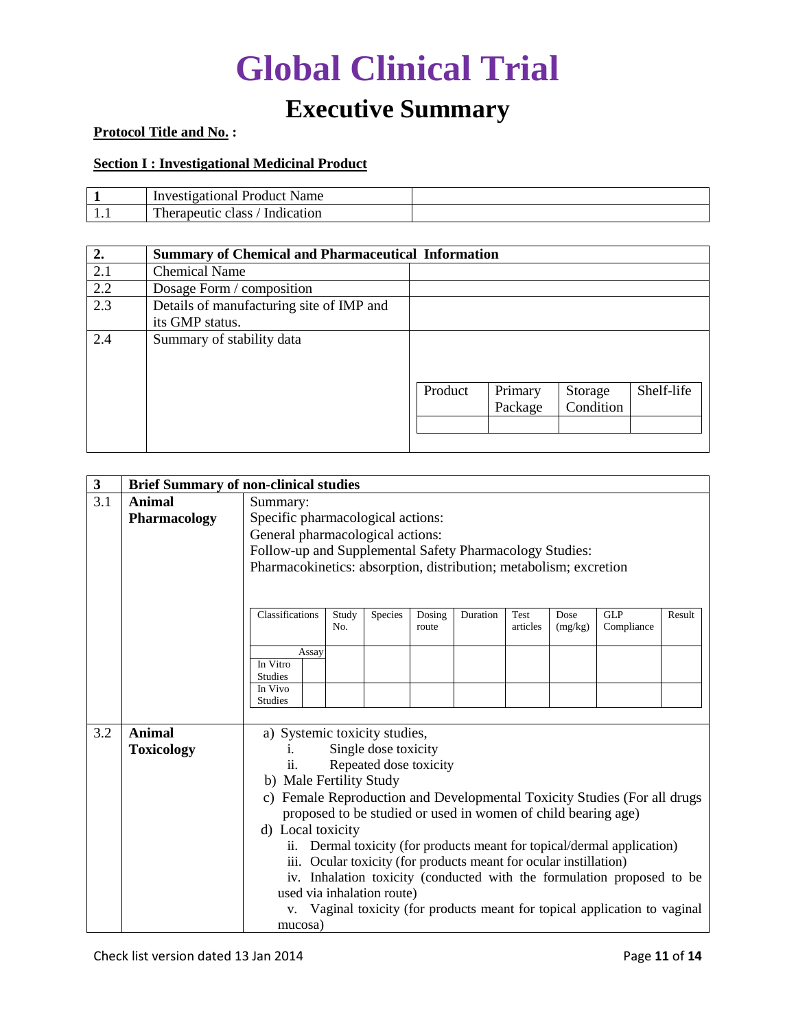# Global Clinical Trial

## Executive Summary

**Protocol Title and No. :**

**Section I : Investigational Medicinal Product**

| 1 | Investigational Product Name | |
|---|---|---|
| 1.1 | Therapeutic class / Indication | |

| 2. | Summary of Chemical and Pharmaceutical Information | |
|---|---|---|
| 2.1 | Chemical Name | |
| 2.2 | Dosage Form / composition | |
| 2.3 | Details of manufacturing site of IMP and its GMP status. | |
| 2.4 | Summary of stability data | |

| Product | Primary Package | Storage Condition | Shelf-life |
|---|---|---|---|
| | | | |

| 3 | Brief Summary of non-clinical studies | |
|---|---|---|
| 3.1 | **Animal Pharmacology** | Summary:<br>Specific pharmacological actions:<br>General pharmacological actions:<br>Follow-up and Supplemental Safety Pharmacology Studies:<br>Pharmacokinetics: absorption, distribution; metabolism; excretion |

| Classifications | | Study No. | Species | Dosing route | Duration | Test articles | Dose (mg/kg) | GLP Compliance | Result |
|---|---|---|---|---|---|---|---|---|---|
| | Assay | | | | | | | | |
| In Vitro Studies | | | | | | | | | |
| In Vivo Studies | | | | | | | | | |

| 3.2 | **Animal Toxicology** | a) Systemic toxicity studies,<br>i. Single dose toxicity<br>ii. Repeated dose toxicity<br>b) Male Fertility Study<br>c) Female Reproduction and Developmental Toxicity Studies (For all drugs proposed to be studied or used in women of child bearing age)<br>d) Local toxicity<br>ii. Dermal toxicity (for products meant for topical/dermal application)<br>iii. Ocular toxicity (for products meant for ocular instillation)<br>iv. Inhalation toxicity (conducted with the formulation proposed to be used via inhalation route)<br>v. Vaginal toxicity (for products meant for topical application to vaginal mucosa) |
|---|---|---|

Check list version dated 13 Jan 2014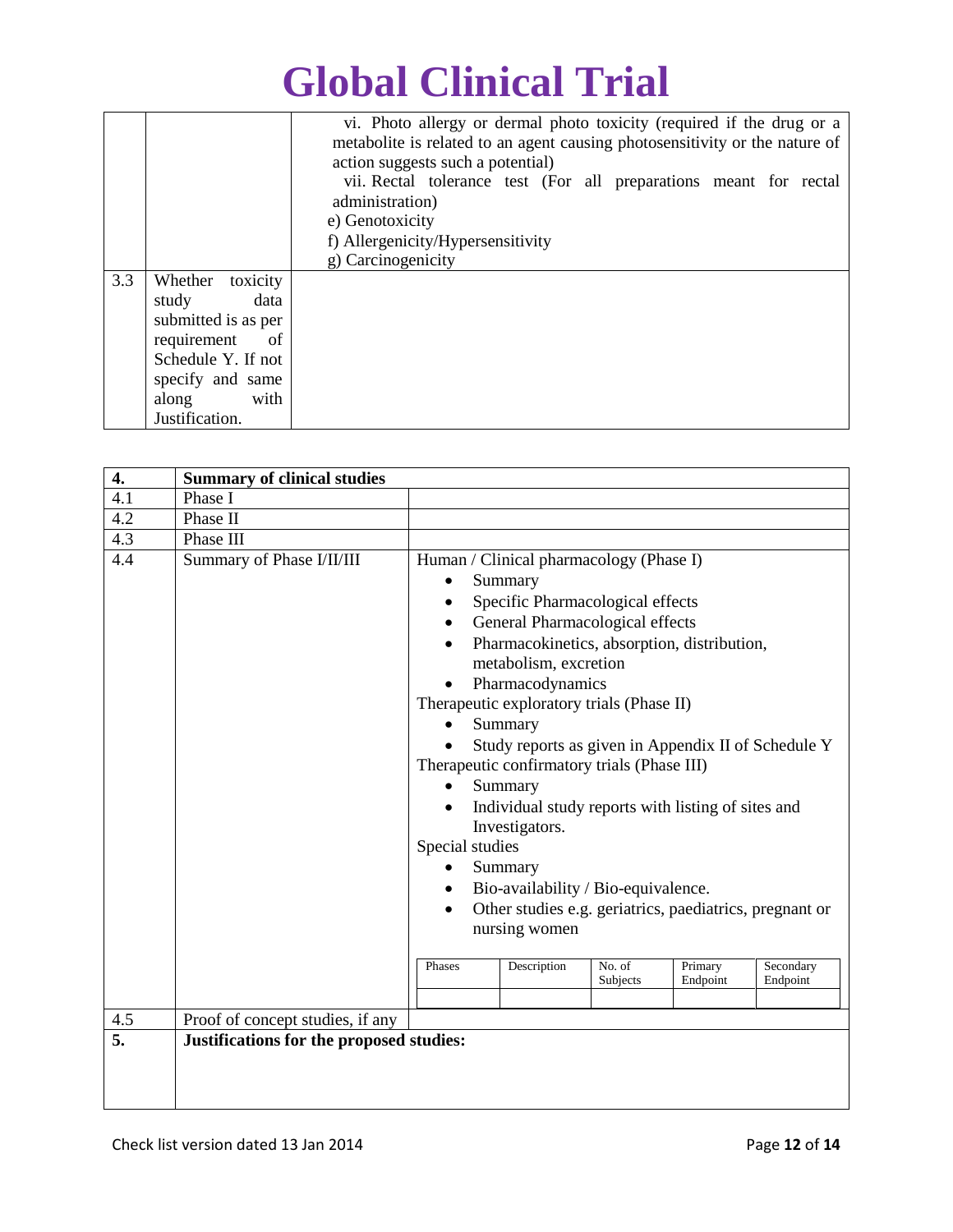# Global Clinical Trial

| | | |
|---|---|---|
| | | vi. Photo allergy or dermal photo toxicity (required if the drug or a metabolite is related to an agent causing photosensitivity or the nature of action suggests such a potential)<br>vii. Rectal tolerance test (For all preparations meant for rectal administration)<br>e) Genotoxicity<br>f) Allergenicity/Hypersensitivity<br>g) Carcinogenicity |
| 3.3 | Whether toxicity study data submitted is as per requirement of Schedule Y. If not specify and same along with Justification. | |

| **4.** | **Summary of clinical studies** | |
|---|---|---|
| 4.1 | Phase I | |
| 4.2 | Phase II | |
| 4.3 | Phase III | |
| 4.4 | Summary of Phase I/II/III | Human / Clinical pharmacology (Phase I)<br>• Summary<br>• Specific Pharmacological effects<br>• General Pharmacological effects<br>• Pharmacokinetics, absorption, distribution, metabolism, excretion<br>• Pharmacodynamics<br>Therapeutic exploratory trials (Phase II)<br>• Summary<br>• Study reports as given in Appendix II of Schedule Y<br>Therapeutic confirmatory trials (Phase III)<br>• Summary<br>• Individual study reports with listing of sites and Investigators.<br>Special studies<br>• Summary<br>• Bio-availability / Bio-equivalence.<br>• Other studies e.g. geriatrics, paediatrics, pregnant or nursing women |
| 4.5 | Proof of concept studies, if any | |
| **5.** | **Justifications for the proposed studies:** | |

| Phases | Description | No. of Subjects | Primary Endpoint | Secondary Endpoint |
|---|---|---|---|---|
| | | | | |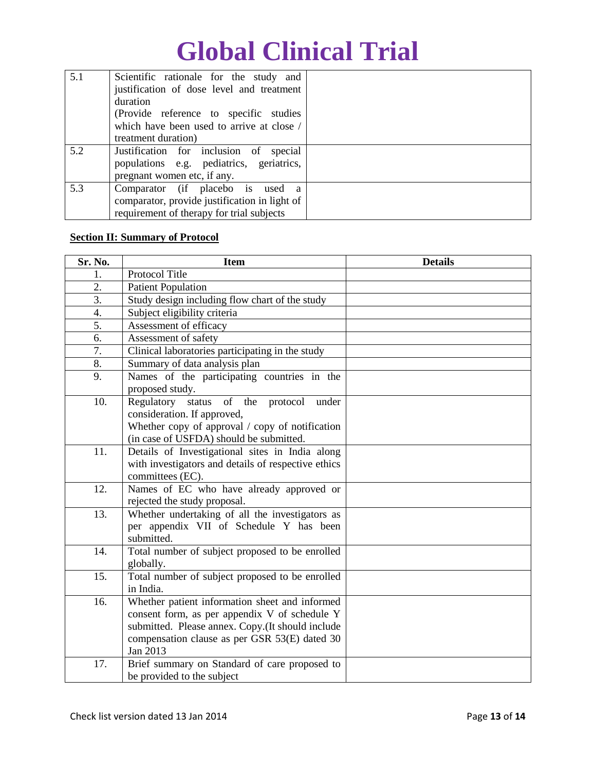# Global Clinical Trial

| | | |
|---|---|---|
| 5.1 | Scientific rationale for the study and justification of dose level and treatment duration (Provide reference to specific studies which have been used to arrive at close / treatment duration) | |
| 5.2 | Justification for inclusion of special populations e.g. pediatrics, geriatrics, pregnant women etc, if any. | |
| 5.3 | Comparator (if placebo is used a comparator, provide justification in light of requirement of therapy for trial subjects | |

**<u>Section II: Summary of Protocol</u>**

| Sr. No. | Item | Details |
|---|---|---|
| 1. | Protocol Title | |
| 2. | Patient Population | |
| 3. | Study design including flow chart of the study | |
| 4. | Subject eligibility criteria | |
| 5. | Assessment of efficacy | |
| 6. | Assessment of safety | |
| 7. | Clinical laboratories participating in the study | |
| 8. | Summary of data analysis plan | |
| 9. | Names of the participating countries in the proposed study. | |
| 10. | Regulatory status of the protocol under consideration. If approved, Whether copy of approval / copy of notification (in case of USFDA) should be submitted. | |
| 11. | Details of Investigational sites in India along with investigators and details of respective ethics committees (EC). | |
| 12. | Names of EC who have already approved or rejected the study proposal. | |
| 13. | Whether undertaking of all the investigators as per appendix VII of Schedule Y has been submitted. | |
| 14. | Total number of subject proposed to be enrolled globally. | |
| 15. | Total number of subject proposed to be enrolled in India. | |
| 16. | Whether patient information sheet and informed consent form, as per appendix V of schedule Y submitted. Please annex. Copy.(It should include compensation clause as per GSR 53(E) dated 30 Jan 2013 | |
| 17. | Brief summary on Standard of care proposed to be provided to the subject | |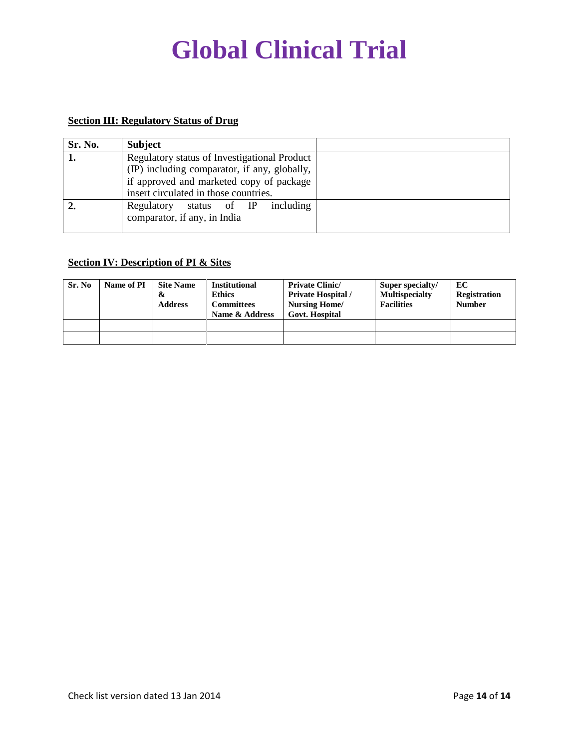# Global Clinical Trial

**Section III: Regulatory Status of Drug**

| Sr. No. | Subject | |
|---|---|---|
| **1.** | Regulatory status of Investigational Product (IP) including comparator, if any, globally, if approved and marketed copy of package insert circulated in those countries. | |
| **2.** | Regulatory status of IP including comparator, if any, in India | |

**Section IV: Description of PI & Sites**

| Sr. No | Name of PI | Site Name & Address | Institutional Ethics Committees Name & Address | Private Clinic/ Private Hospital / Nursing Home/ Govt. Hospital | Super specialty/ Multispecialty Facilities | EC Registration Number |
|---|---|---|---|---|---|---|
| | | | | | | |
| | | | | | | |